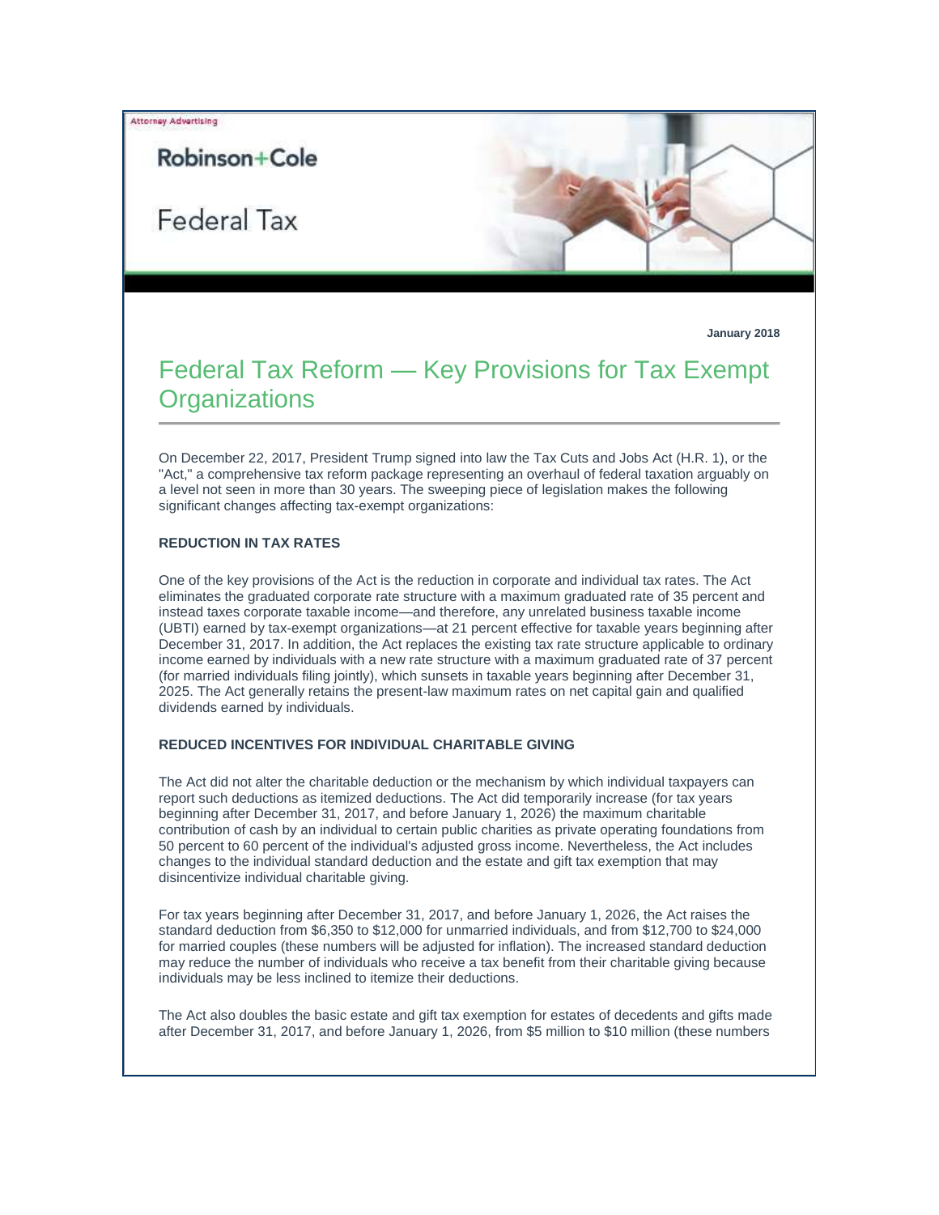Attorney Advertising

Robinson+Cole

Federal Tax

**January 2018**

# Federal Tax Reform — Key Provisions for Tax Exempt Organizations

On December 22, 2017, President Trump signed into law the Tax Cuts and Jobs Act (H.R. 1), or the "Act," a comprehensive tax reform package representing an overhaul of federal taxation arguably on a level not seen in more than 30 years. The sweeping piece of legislation makes the following significant changes affecting tax-exempt organizations:

### REDUCTION IN TAX RATES

One of the key provisions of the Act is the reduction in corporate and individual tax rates. The Act eliminates the graduated corporate rate structure with a maximum graduated rate of 35 percent and instead taxes corporate taxable income—and therefore, any unrelated business taxable income (UBTI) earned by tax-exempt organizations—at 21 percent effective for taxable years beginning after December 31, 2017. In addition, the Act replaces the existing tax rate structure applicable to ordinary income earned by individuals with a new rate structure with a maximum graduated rate of 37 percent (for married individuals filing jointly), which sunsets in taxable years beginning after December 31, 2025. The Act generally retains the present-law maximum rates on net capital gain and qualified dividends earned by individuals.

### REDUCED INCENTIVES FOR INDIVIDUAL CHARITABLE GIVING

The Act did not alter the charitable deduction or the mechanism by which individual taxpayers can report such deductions as itemized deductions. The Act did temporarily increase (for tax years beginning after December 31, 2017, and before January 1, 2026) the maximum charitable contribution of cash by an individual to certain public charities as private operating foundations from 50 percent to 60 percent of the individual's adjusted gross income. Nevertheless, the Act includes changes to the individual standard deduction and the estate and gift tax exemption that may disincentivize individual charitable giving.

For tax years beginning after December 31, 2017, and before January 1, 2026, the Act raises the standard deduction from $6,350 to $12,000 for unmarried individuals, and from $12,700 to $24,000 for married couples (these numbers will be adjusted for inflation). The increased standard deduction may reduce the number of individuals who receive a tax benefit from their charitable giving because individuals may be less inclined to itemize their deductions.

The Act also doubles the basic estate and gift tax exemption for estates of decedents and gifts made after December 31, 2017, and before January 1, 2026, from $5 million to $10 million (these numbers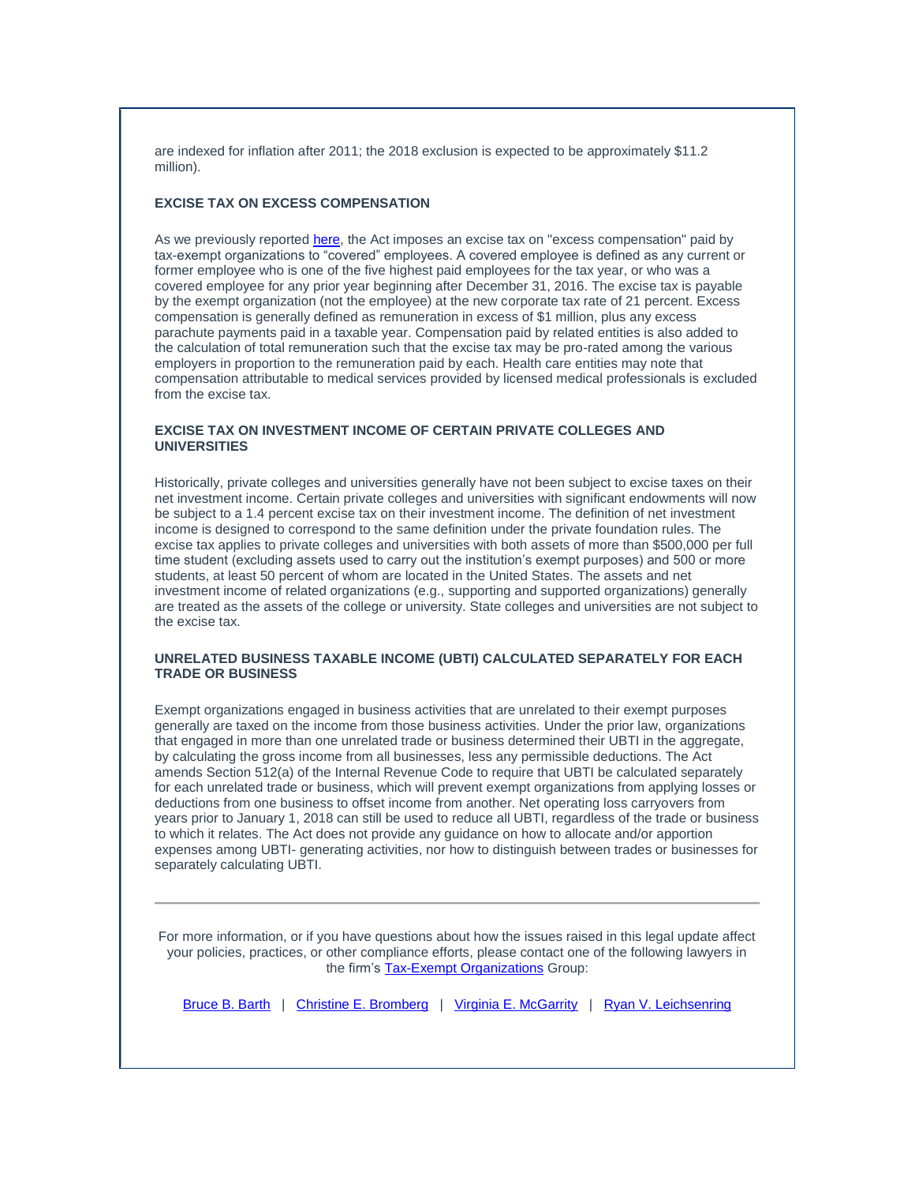are indexed for inflation after 2011; the 2018 exclusion is expected to be approximately $11.2 million).

### EXCISE TAX ON EXCESS COMPENSATION

As we previously reported here, the Act imposes an excise tax on "excess compensation" paid by tax-exempt organizations to "covered" employees. A covered employee is defined as any current or former employee who is one of the five highest paid employees for the tax year, or who was a covered employee for any prior year beginning after December 31, 2016. The excise tax is payable by the exempt organization (not the employee) at the new corporate tax rate of 21 percent. Excess compensation is generally defined as remuneration in excess of $1 million, plus any excess parachute payments paid in a taxable year. Compensation paid by related entities is also added to the calculation of total remuneration such that the excise tax may be pro-rated among the various employers in proportion to the remuneration paid by each. Health care entities may note that compensation attributable to medical services provided by licensed medical professionals is excluded from the excise tax.

### EXCISE TAX ON INVESTMENT INCOME OF CERTAIN PRIVATE COLLEGES AND UNIVERSITIES

Historically, private colleges and universities generally have not been subject to excise taxes on their net investment income. Certain private colleges and universities with significant endowments will now be subject to a 1.4 percent excise tax on their investment income. The definition of net investment income is designed to correspond to the same definition under the private foundation rules. The excise tax applies to private colleges and universities with both assets of more than $500,000 per full time student (excluding assets used to carry out the institution's exempt purposes) and 500 or more students, at least 50 percent of whom are located in the United States. The assets and net investment income of related organizations (e.g., supporting and supported organizations) generally are treated as the assets of the college or university. State colleges and universities are not subject to the excise tax.

### UNRELATED BUSINESS TAXABLE INCOME (UBTI) CALCULATED SEPARATELY FOR EACH TRADE OR BUSINESS

Exempt organizations engaged in business activities that are unrelated to their exempt purposes generally are taxed on the income from those business activities. Under the prior law, organizations that engaged in more than one unrelated trade or business determined their UBTI in the aggregate, by calculating the gross income from all businesses, less any permissible deductions. The Act amends Section 512(a) of the Internal Revenue Code to require that UBTI be calculated separately for each unrelated trade or business, which will prevent exempt organizations from applying losses or deductions from one business to offset income from another. Net operating loss carryovers from years prior to January 1, 2018 can still be used to reduce all UBTI, regardless of the trade or business to which it relates. The Act does not provide any guidance on how to allocate and/or apportion expenses among UBTI- generating activities, nor how to distinguish between trades or businesses for separately calculating UBTI.

---

For more information, or if you have questions about how the issues raised in this legal update affect your policies, practices, or other compliance efforts, please contact one of the following lawyers in the firm's Tax-Exempt Organizations Group:

Bruce B. Barth | Christine E. Bromberg | Virginia E. McGarrity | Ryan V. Leichsenring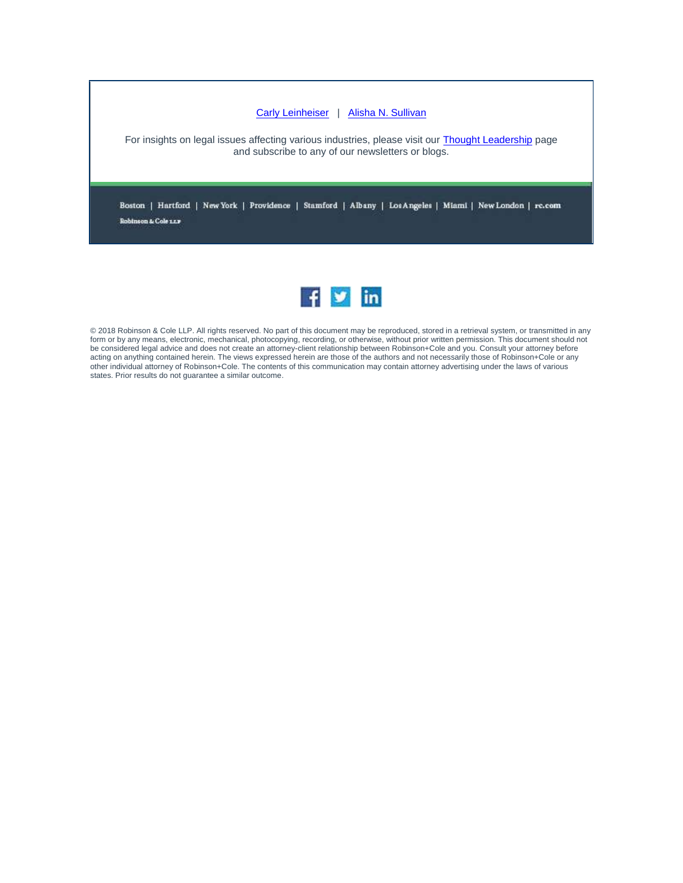Carly Leinheiser | Alisha N. Sullivan

For insights on legal issues affecting various industries, please visit our Thought Leadership page and subscribe to any of our newsletters or blogs.

Boston | Hartford | New York | Providence | Stamford | Albany | Los Angeles | Miami | New London | rc.com

Robinson & Cole LLP

© 2018 Robinson & Cole LLP. All rights reserved. No part of this document may be reproduced, stored in a retrieval system, or transmitted in any form or by any means, electronic, mechanical, photocopying, recording, or otherwise, without prior written permission. This document should not be considered legal advice and does not create an attorney-client relationship between Robinson+Cole and you. Consult your attorney before acting on anything contained herein. The views expressed herein are those of the authors and not necessarily those of Robinson+Cole or any other individual attorney of Robinson+Cole. The contents of this communication may contain attorney advertising under the laws of various states. Prior results do not guarantee a similar outcome.